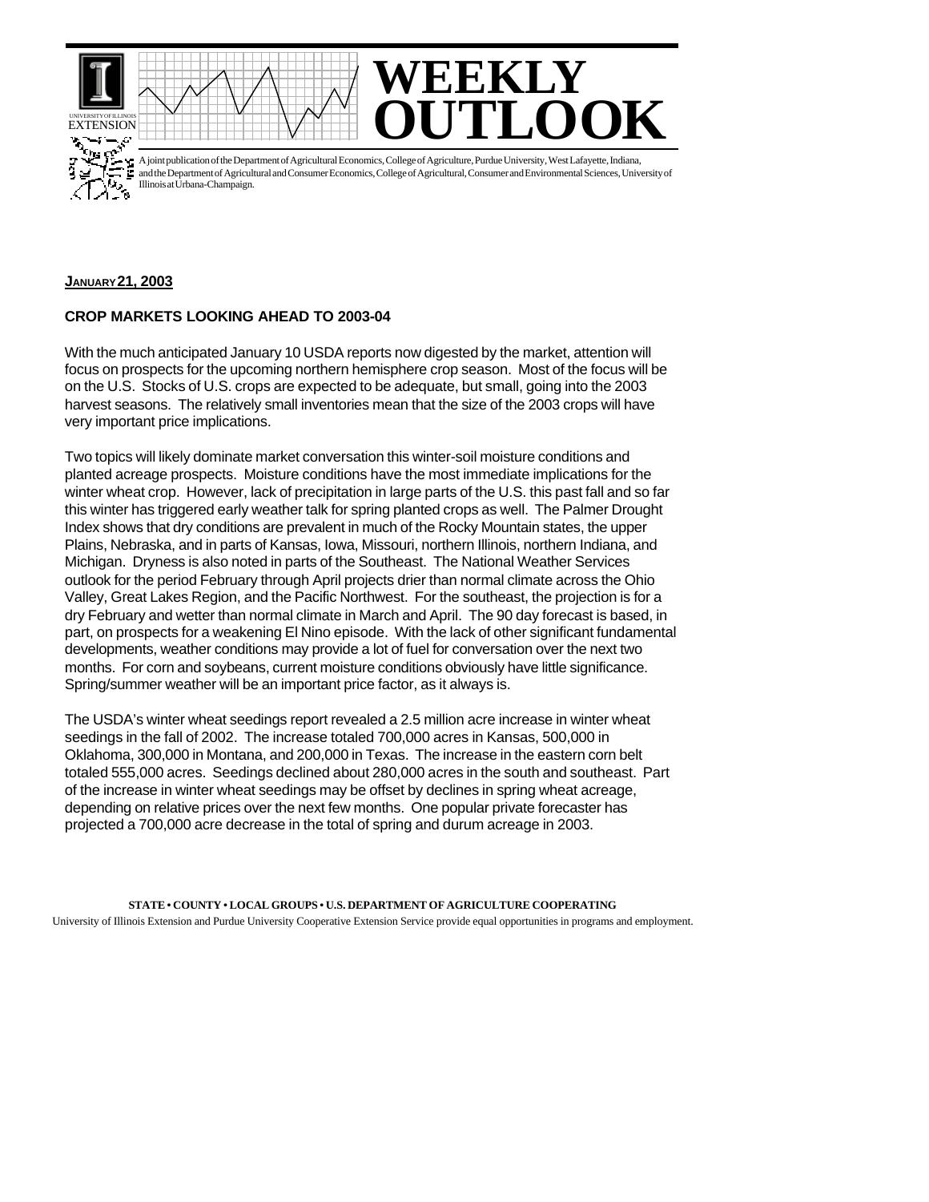# WEEKLY OUTLOOK

A joint publication of the Department of Agricultural Economics, College of Agriculture, Purdue University, West Lafayette, Indiana, and the Department of Agricultural and Consumer Economics, College of Agricultural, Consumer and Environmental Sciences, University of Illinois at Urbana-Champaign.

**JANUARY 21, 2003**

## CROP MARKETS LOOKING AHEAD TO 2003-04

With the much anticipated January 10 USDA reports now digested by the market, attention will focus on prospects for the upcoming northern hemisphere crop season. Most of the focus will be on the U.S. Stocks of U.S. crops are expected to be adequate, but small, going into the 2003 harvest seasons. The relatively small inventories mean that the size of the 2003 crops will have very important price implications.

Two topics will likely dominate market conversation this winter-soil moisture conditions and planted acreage prospects. Moisture conditions have the most immediate implications for the winter wheat crop. However, lack of precipitation in large parts of the U.S. this past fall and so far this winter has triggered early weather talk for spring planted crops as well. The Palmer Drought Index shows that dry conditions are prevalent in much of the Rocky Mountain states, the upper Plains, Nebraska, and in parts of Kansas, Iowa, Missouri, northern Illinois, northern Indiana, and Michigan. Dryness is also noted in parts of the Southeast. The National Weather Services outlook for the period February through April projects drier than normal climate across the Ohio Valley, Great Lakes Region, and the Pacific Northwest. For the southeast, the projection is for a dry February and wetter than normal climate in March and April. The 90 day forecast is based, in part, on prospects for a weakening El Nino episode. With the lack of other significant fundamental developments, weather conditions may provide a lot of fuel for conversation over the next two months. For corn and soybeans, current moisture conditions obviously have little significance. Spring/summer weather will be an important price factor, as it always is.

The USDA's winter wheat seedings report revealed a 2.5 million acre increase in winter wheat seedings in the fall of 2002. The increase totaled 700,000 acres in Kansas, 500,000 in Oklahoma, 300,000 in Montana, and 200,000 in Texas. The increase in the eastern corn belt totaled 555,000 acres. Seedings declined about 280,000 acres in the south and southeast. Part of the increase in winter wheat seedings may be offset by declines in spring wheat acreage, depending on relative prices over the next few months. One popular private forecaster has projected a 700,000 acre decrease in the total of spring and durum acreage in 2003.

**STATE • COUNTY • LOCAL GROUPS • U.S. DEPARTMENT OF AGRICULTURE COOPERATING**

University of Illinois Extension and Purdue University Cooperative Extension Service provide equal opportunities in programs and employment.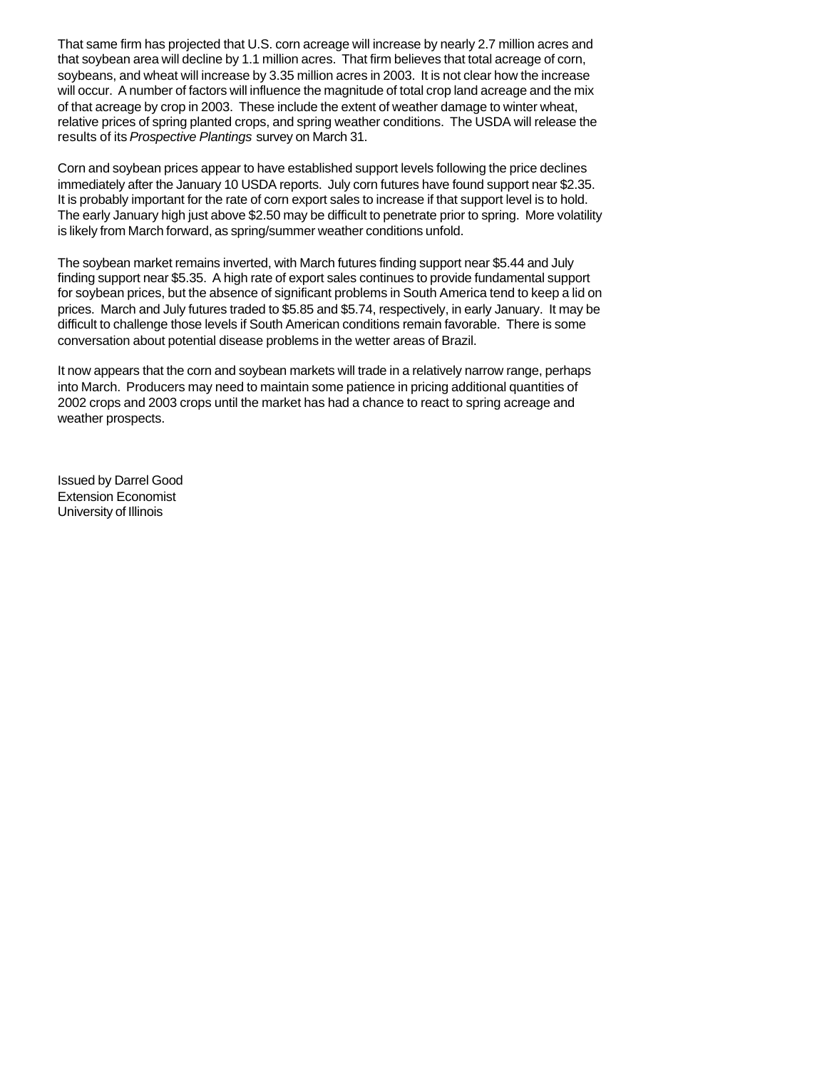That same firm has projected that U.S. corn acreage will increase by nearly 2.7 million acres and that soybean area will decline by 1.1 million acres. That firm believes that total acreage of corn, soybeans, and wheat will increase by 3.35 million acres in 2003. It is not clear how the increase will occur. A number of factors will influence the magnitude of total crop land acreage and the mix of that acreage by crop in 2003. These include the extent of weather damage to winter wheat, relative prices of spring planted crops, and spring weather conditions. The USDA will release the results of its *Prospective Plantings* survey on March 31.

Corn and soybean prices appear to have established support levels following the price declines immediately after the January 10 USDA reports. July corn futures have found support near $2.35. It is probably important for the rate of corn export sales to increase if that support level is to hold. The early January high just above $2.50 may be difficult to penetrate prior to spring. More volatility is likely from March forward, as spring/summer weather conditions unfold.

The soybean market remains inverted, with March futures finding support near $5.44 and July finding support near $5.35. A high rate of export sales continues to provide fundamental support for soybean prices, but the absence of significant problems in South America tend to keep a lid on prices. March and July futures traded to $5.85 and $5.74, respectively, in early January. It may be difficult to challenge those levels if South American conditions remain favorable. There is some conversation about potential disease problems in the wetter areas of Brazil.

It now appears that the corn and soybean markets will trade in a relatively narrow range, perhaps into March. Producers may need to maintain some patience in pricing additional quantities of 2002 crops and 2003 crops until the market has had a chance to react to spring acreage and weather prospects.

Issued by Darrel Good
Extension Economist
University of Illinois